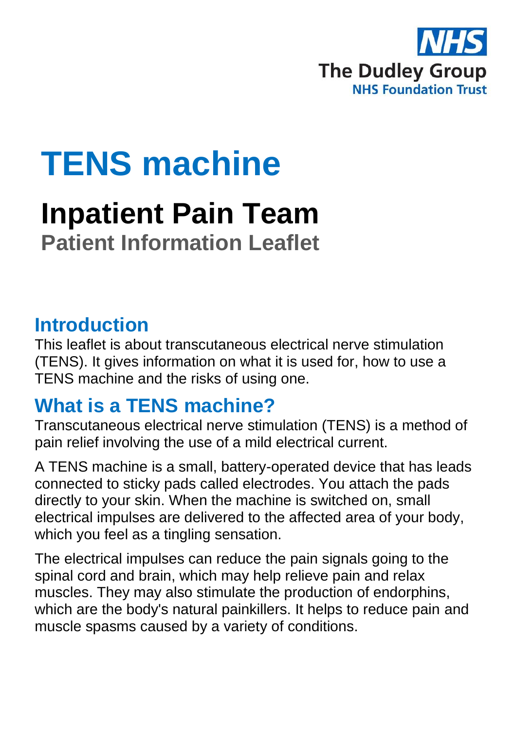NHS

The Dudley Group

NHS Foundation Trust

# TENS machine

## Inpatient Pain Team

**Patient Information Leaflet**

## Introduction

This leaflet is about transcutaneous electrical nerve stimulation (TENS). It gives information on what it is used for, how to use a TENS machine and the risks of using one.

## What is a TENS machine?

Transcutaneous electrical nerve stimulation (TENS) is a method of pain relief involving the use of a mild electrical current.

A TENS machine is a small, battery-operated device that has leads connected to sticky pads called electrodes. You attach the pads directly to your skin. When the machine is switched on, small electrical impulses are delivered to the affected area of your body, which you feel as a tingling sensation.

The electrical impulses can reduce the pain signals going to the spinal cord and brain, which may help relieve pain and relax muscles. They may also stimulate the production of endorphins, which are the body's natural painkillers. It helps to reduce pain and muscle spasms caused by a variety of conditions.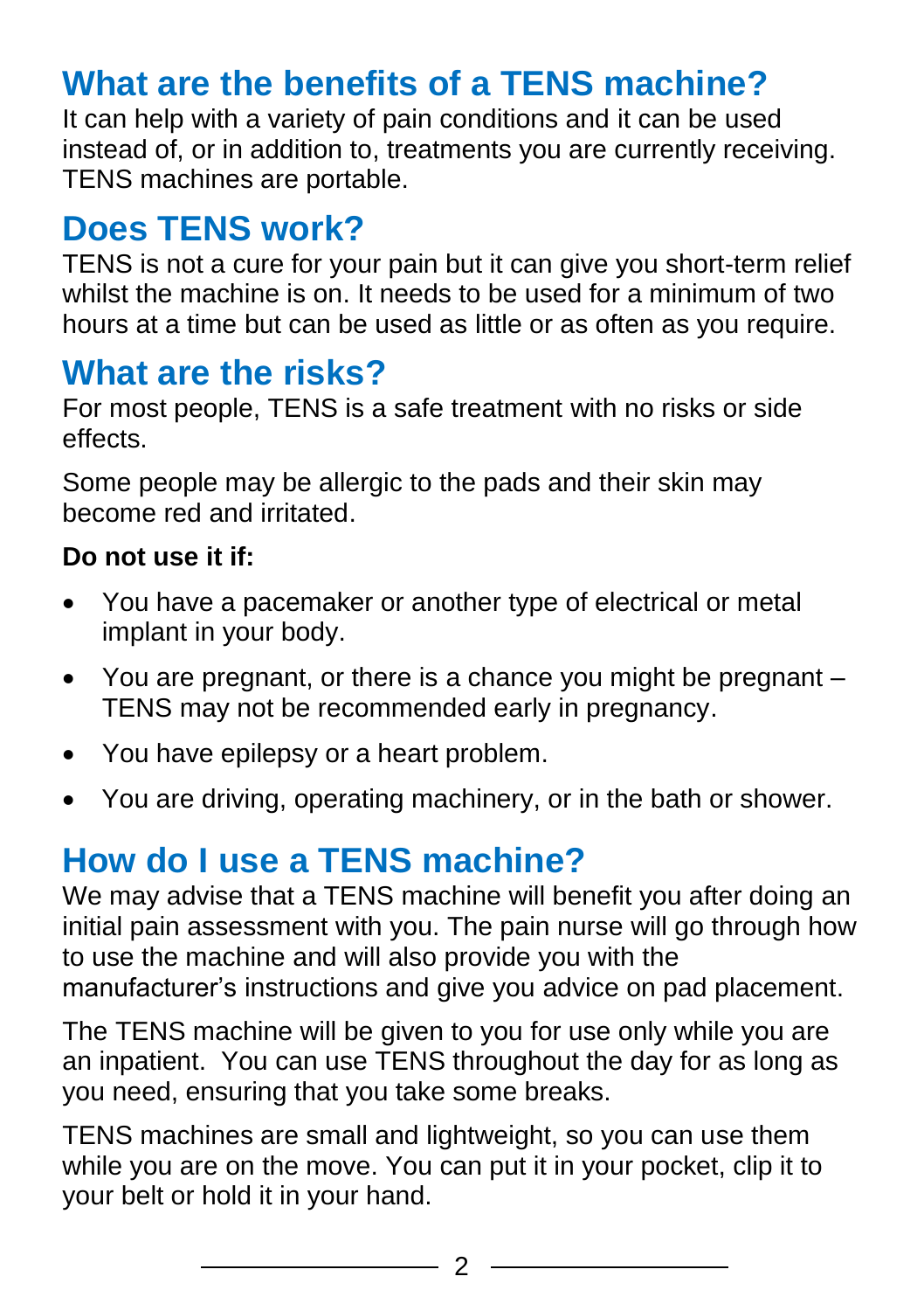## What are the benefits of a TENS machine?

It can help with a variety of pain conditions and it can be used instead of, or in addition to, treatments you are currently receiving. TENS machines are portable.

## Does TENS work?

TENS is not a cure for your pain but it can give you short-term relief whilst the machine is on. It needs to be used for a minimum of two hours at a time but can be used as little or as often as you require.

## What are the risks?

For most people, TENS is a safe treatment with no risks or side effects.

Some people may be allergic to the pads and their skin may become red and irritated.

**Do not use it if:**

- You have a pacemaker or another type of electrical or metal implant in your body.
- You are pregnant, or there is a chance you might be pregnant – TENS may not be recommended early in pregnancy.
- You have epilepsy or a heart problem.
- You are driving, operating machinery, or in the bath or shower.

## How do I use a TENS machine?

We may advise that a TENS machine will benefit you after doing an initial pain assessment with you. The pain nurse will go through how to use the machine and will also provide you with the manufacturer's instructions and give you advice on pad placement.

The TENS machine will be given to you for use only while you are an inpatient. You can use TENS throughout the day for as long as you need, ensuring that you take some breaks.

TENS machines are small and lightweight, so you can use them while you are on the move. You can put it in your pocket, clip it to your belt or hold it in your hand.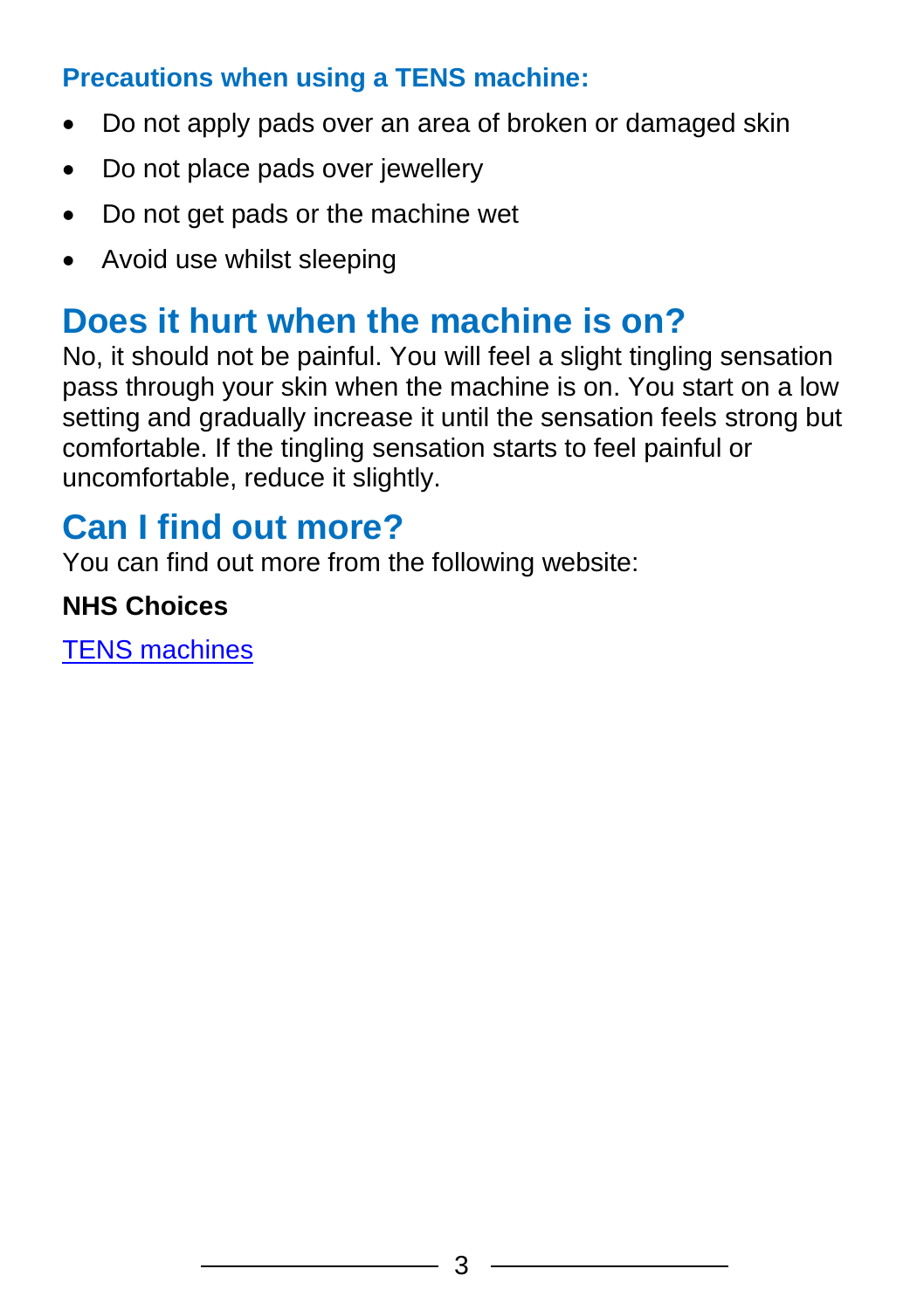### Precautions when using a TENS machine:

- Do not apply pads over an area of broken or damaged skin
- Do not place pads over jewellery
- Do not get pads or the machine wet
- Avoid use whilst sleeping

## Does it hurt when the machine is on?

No, it should not be painful. You will feel a slight tingling sensation pass through your skin when the machine is on. You start on a low setting and gradually increase it until the sensation feels strong but comfortable. If the tingling sensation starts to feel painful or uncomfortable, reduce it slightly.

## Can I find out more?

You can find out more from the following website:

**NHS Choices**

TENS machines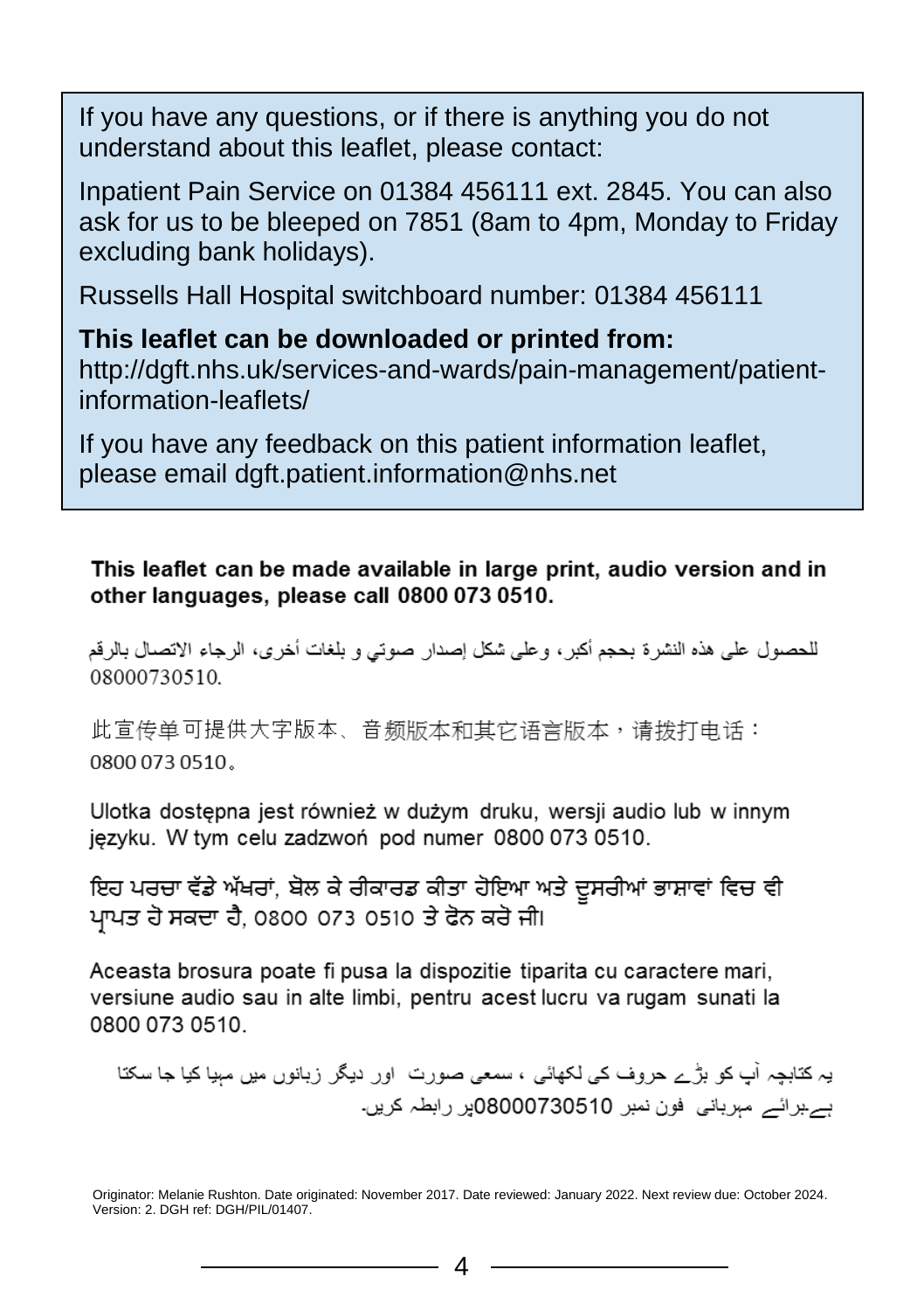If you have any questions, or if there is anything you do not understand about this leaflet, please contact:

Inpatient Pain Service on 01384 456111 ext. 2845. You can also ask for us to be bleeped on 7851 (8am to 4pm, Monday to Friday excluding bank holidays).

Russells Hall Hospital switchboard number: 01384 456111

**This leaflet can be downloaded or printed from:**
http://dgft.nhs.uk/services-and-wards/pain-management/patient-information-leaflets/

If you have any feedback on this patient information leaflet, please email dgft.patient.information@nhs.net

**This leaflet can be made available in large print, audio version and in other languages, please call 0800 073 0510.**

للحصول على هذه النشرة بحجم أكبر، وعلى شكل إصدار صوتي و بلغات أخرى، الرجاء الاتصال بالرقم 08000730510.

此宣传单可提供大字版本、音频版本和其它语言版本，请拨打电话：0800 073 0510。

Ulotka dostępna jest również w dużym druku, wersji audio lub w innym języku. W tym celu zadzwoń pod numer 0800 073 0510.

ਇਹ ਪਰਚਾ ਵੱਡੇ ਅੱਖਰਾਂ, ਬੋਲ ਕੇ ਰੀਕਾਰਡ ਕੀਤਾ ਹੋਇਆ ਅਤੇ ਦੂਸਰੀਆਂ ਭਾਸ਼ਾਵਾਂ ਵਿਚ ਵੀ ਪ੍ਰਾਪਤ ਹੋ ਸਕਦਾ ਹੈ, 0800 073 0510 ਤੇ ਫੋਨ ਕਰੋ ਜੀ।

Aceasta brosura poate fi pusa la dispozitie tiparita cu caractere mari, versiune audio sau in alte limbi, pentru acest lucru va rugam sunati la 0800 073 0510.

یہ کتابچہ آپ کو بڑے حروف کی لکھائی ، سمعی صورت اور دیگر زبانوں میں مہیا کیا جا سکتا ہے۔برائے مہربانی فون نمبر 08000730510پر رابطہ کریں۔

Originator: Melanie Rushton. Date originated: November 2017. Date reviewed: January 2022. Next review due: October 2024. Version: 2. DGH ref: DGH/PIL/01407.